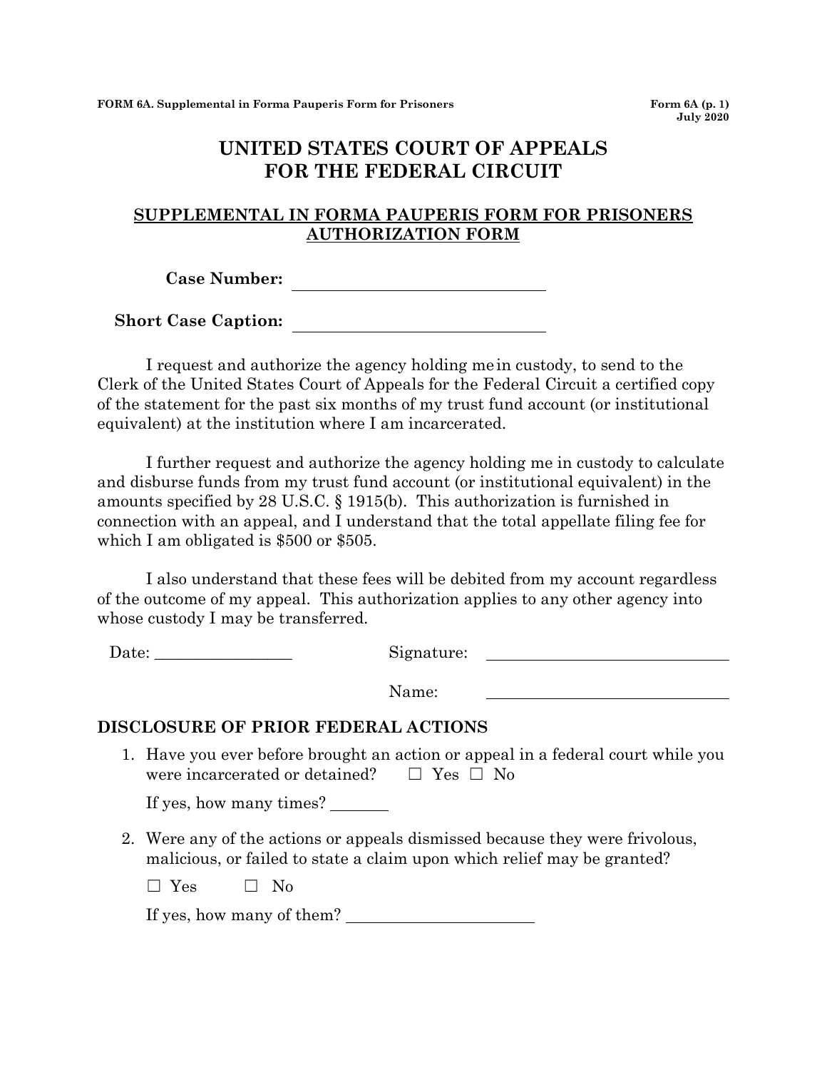# UNITED STATES COURT OF APPEALS FOR THE FEDERAL CIRCUIT

## SUPPLEMENTAL IN FORMA PAUPERIS FORM FOR PRISONERS AUTHORIZATION FORM

**Case Number:** ______________________________

**Short Case Caption:** ______________________________

I request and authorize the agency holding me in custody, to send to the Clerk of the United States Court of Appeals for the Federal Circuit a certified copy of the statement for the past six months of my trust fund account (or institutional equivalent) at the institution where I am incarcerated.

I further request and authorize the agency holding me in custody to calculate and disburse funds from my trust fund account (or institutional equivalent) in the amounts specified by 28 U.S.C. § 1915(b). This authorization is furnished in connection with an appeal, and I understand that the total appellate filing fee for which I am obligated is $500 or $505.

I also understand that these fees will be debited from my account regardless of the outcome of my appeal. This authorization applies to any other agency into whose custody I may be transferred.

Date: ________________ Signature: ______________________________

Name: ______________________________

### DISCLOSURE OF PRIOR FEDERAL ACTIONS

1. Have you ever before brought an action or appeal in a federal court while you were incarcerated or detained? ☐ Yes ☐ No

   If yes, how many times? _______

2. Were any of the actions or appeals dismissed because they were frivolous, malicious, or failed to state a claim upon which relief may be granted?

   ☐ Yes ☐ No

   If yes, how many of them? ______________________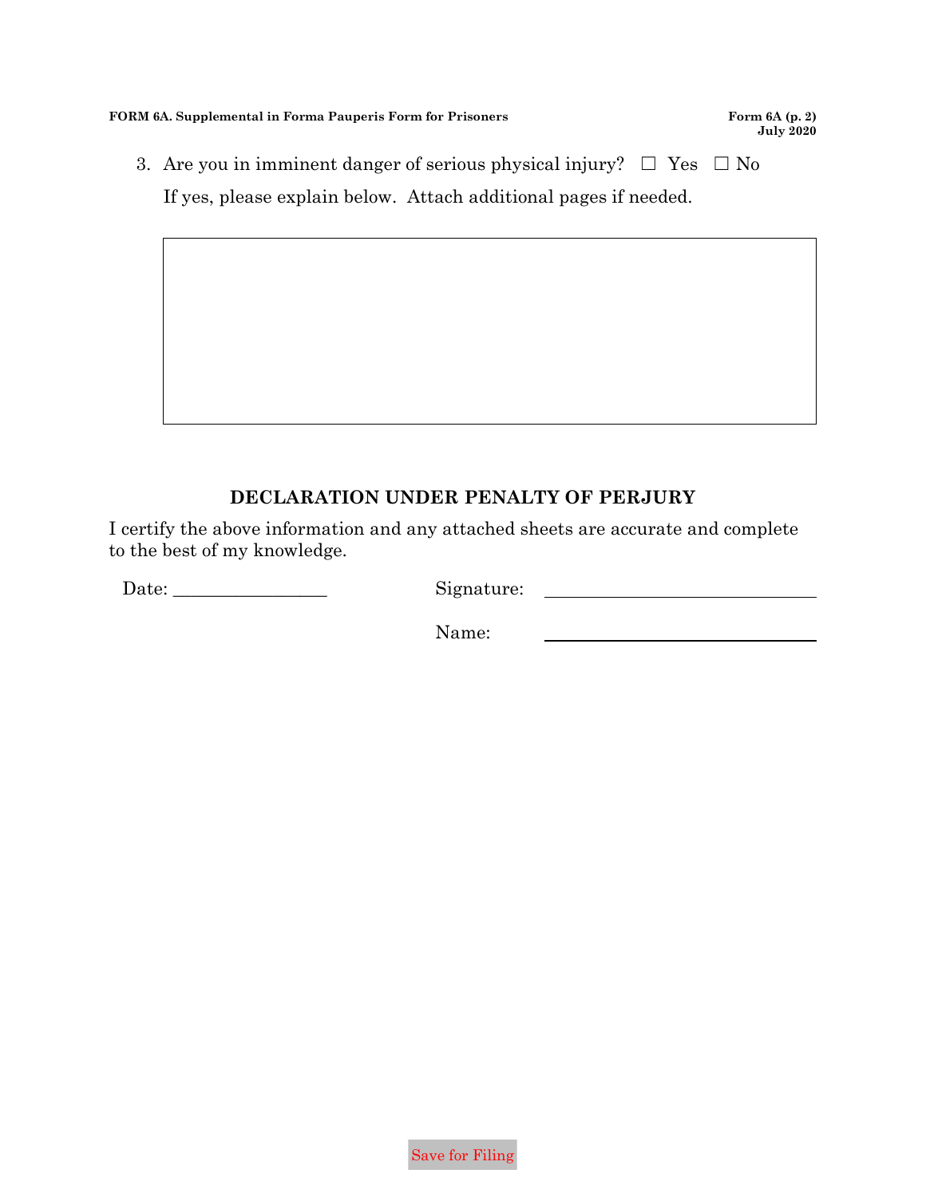3. Are you in imminent danger of serious physical injury? ☐ Yes ☐ No

   If yes, please explain below. Attach additional pages if needed.

| |
|---|
| |

## DECLARATION UNDER PENALTY OF PERJURY

I certify the above information and any attached sheets are accurate and complete to the best of my knowledge.

Date: ________________ Signature: ______________________________

Name: ______________________________

Save for Filing